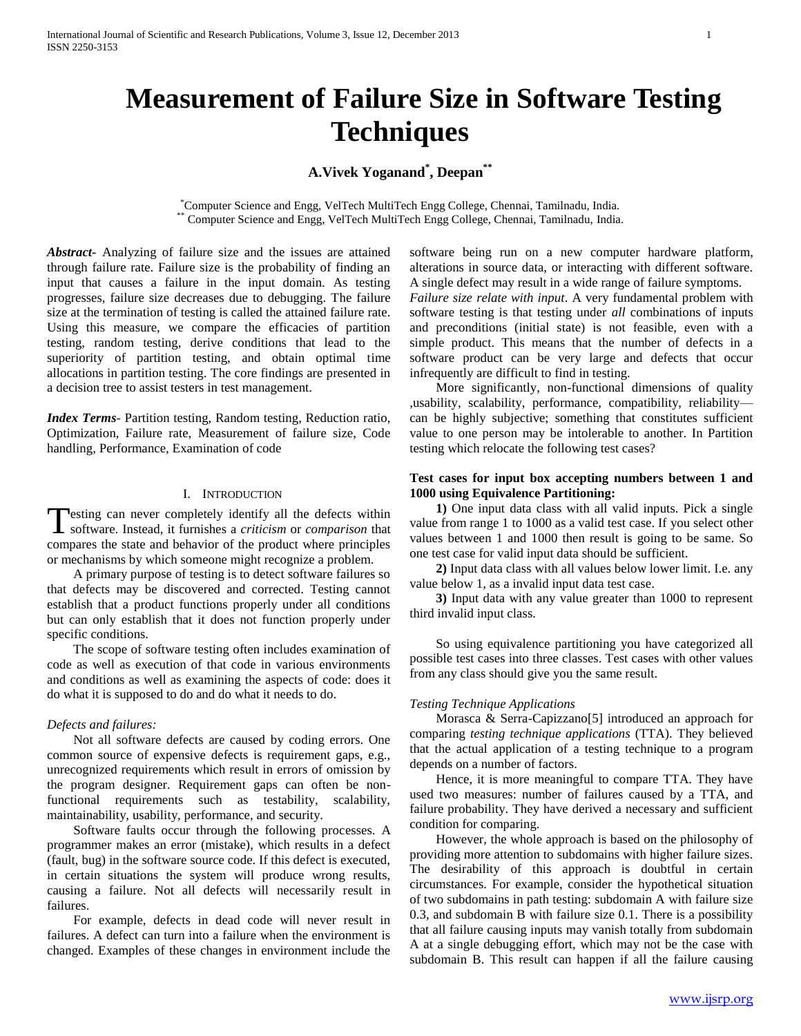# Measurement of Failure Size in Software Testing Techniques

**A.Vivek Yoganand[*], Deepan[**]**

[*]Computer Science and Engg, VelTech MultiTech Engg College, Chennai, Tamilnadu, India.
[**] Computer Science and Engg, VelTech MultiTech Engg College, Chennai, Tamilnadu, India.

***Abstract-*** Analyzing of failure size and the issues are attained through failure rate. Failure size is the probability of finding an input that causes a failure in the input domain. As testing progresses, failure size decreases due to debugging. The failure size at the termination of testing is called the attained failure rate. Using this measure, we compare the efficacies of partition testing, random testing, derive conditions that lead to the superiority of partition testing, and obtain optimal time allocations in partition testing. The core findings are presented in a decision tree to assist testers in test management.

***Index Terms-*** Partition testing, Random testing, Reduction ratio, Optimization, Failure rate, Measurement of failure size, Code handling, Performance, Examination of code

## I. Introduction

Testing can never completely identify all the defects within software. Instead, it furnishes a *criticism* or *comparison* that compares the state and behavior of the product where principles or mechanisms by which someone might recognize a problem.

A primary purpose of testing is to detect software failures so that defects may be discovered and corrected. Testing cannot establish that a product functions properly under all conditions but can only establish that it does not function properly under specific conditions.

The scope of software testing often includes examination of code as well as execution of that code in various environments and conditions as well as examining the aspects of code: does it do what it is supposed to do and do what it needs to do.

*Defects and failures:*

Not all software defects are caused by coding errors. One common source of expensive defects is requirement gaps, e.g., unrecognized requirements which result in errors of omission by the program designer. Requirement gaps can often be non-functional requirements such as testability, scalability, maintainability, usability, performance, and security.

Software faults occur through the following processes. A programmer makes an error (mistake), which results in a defect (fault, bug) in the software source code. If this defect is executed, in certain situations the system will produce wrong results, causing a failure. Not all defects will necessarily result in failures.

For example, defects in dead code will never result in failures. A defect can turn into a failure when the environment is changed. Examples of these changes in environment include the software being run on a new computer hardware platform, alterations in source data, or interacting with different software. A single defect may result in a wide range of failure symptoms.

*Failure size relate with input*. A very fundamental problem with software testing is that testing under *all* combinations of inputs and preconditions (initial state) is not feasible, even with a simple product. This means that the number of defects in a software product can be very large and defects that occur infrequently are difficult to find in testing.

More significantly, non-functional dimensions of quality ,usability, scalability, performance, compatibility, reliability—can be highly subjective; something that constitutes sufficient value to one person may be intolerable to another. In Partition testing which relocate the following test cases?

**Test cases for input box accepting numbers between 1 and 1000 using Equivalence Partitioning:**

**1)** One input data class with all valid inputs. Pick a single value from range 1 to 1000 as a valid test case. If you select other values between 1 and 1000 then result is going to be same. So one test case for valid input data should be sufficient.

**2)** Input data class with all values below lower limit. I.e. any value below 1, as a invalid input data test case.

**3)** Input data with any value greater than 1000 to represent third invalid input class.

So using equivalence partitioning you have categorized all possible test cases into three classes. Test cases with other values from any class should give you the same result.

*Testing Technique Applications*

Morasca & Serra-Capizzano[5] introduced an approach for comparing *testing technique applications* (TTA). They believed that the actual application of a testing technique to a program depends on a number of factors.

Hence, it is more meaningful to compare TTA. They have used two measures: number of failures caused by a TTA, and failure probability. They have derived a necessary and sufficient condition for comparing.

However, the whole approach is based on the philosophy of providing more attention to subdomains with higher failure sizes. The desirability of this approach is doubtful in certain circumstances. For example, consider the hypothetical situation of two subdomains in path testing: subdomain A with failure size 0.3, and subdomain B with failure size 0.1. There is a possibility that all failure causing inputs may vanish totally from subdomain A at a single debugging effort, which may not be the case with subdomain B. This result can happen if all the failure causing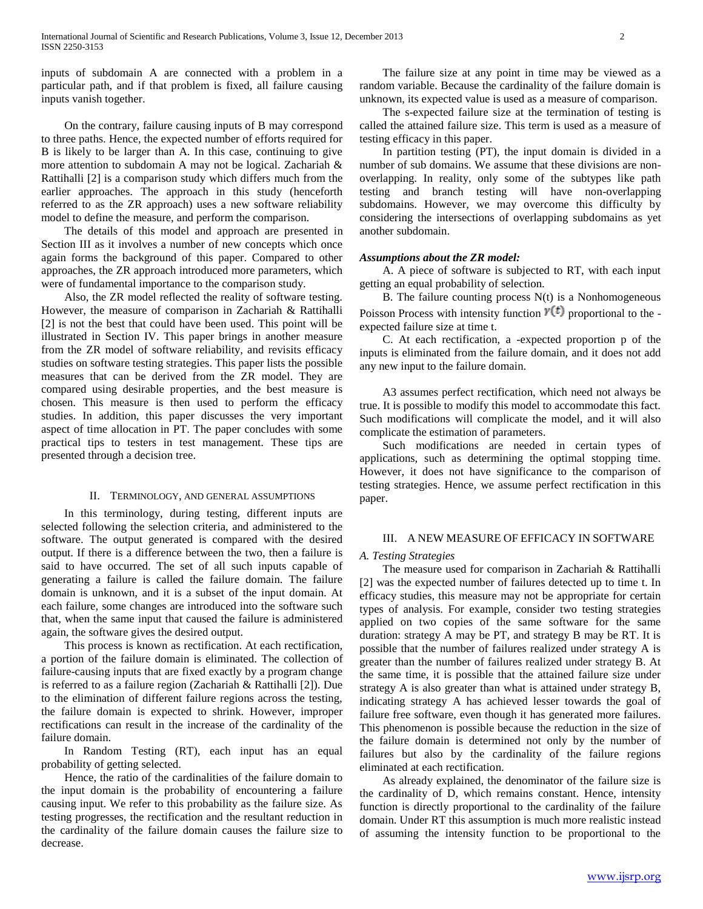inputs of subdomain A are connected with a problem in a particular path, and if that problem is fixed, all failure causing inputs vanish together.

On the contrary, failure causing inputs of B may correspond to three paths. Hence, the expected number of efforts required for B is likely to be larger than A. In this case, continuing to give more attention to subdomain A may not be logical. Zachariah & Rattihalli [2] is a comparison study which differs much from the earlier approaches. The approach in this study (henceforth referred to as the ZR approach) uses a new software reliability model to define the measure, and perform the comparison.

The details of this model and approach are presented in Section III as it involves a number of new concepts which once again forms the background of this paper. Compared to other approaches, the ZR approach introduced more parameters, which were of fundamental importance to the comparison study.

Also, the ZR model reflected the reality of software testing. However, the measure of comparison in Zachariah & Rattihalli [2] is not the best that could have been used. This point will be illustrated in Section IV. This paper brings in another measure from the ZR model of software reliability, and revisits efficacy studies on software testing strategies. This paper lists the possible measures that can be derived from the ZR model. They are compared using desirable properties, and the best measure is chosen. This measure is then used to perform the efficacy studies. In addition, this paper discusses the very important aspect of time allocation in PT. The paper concludes with some practical tips to testers in test management. These tips are presented through a decision tree.

## II. Terminology, and General Assumptions

In this terminology, during testing, different inputs are selected following the selection criteria, and administered to the software. The output generated is compared with the desired output. If there is a difference between the two, then a failure is said to have occurred. The set of all such inputs capable of generating a failure is called the failure domain. The failure domain is unknown, and it is a subset of the input domain. At each failure, some changes are introduced into the software such that, when the same input that caused the failure is administered again, the software gives the desired output.

This process is known as rectification. At each rectification, a portion of the failure domain is eliminated. The collection of failure-causing inputs that are fixed exactly by a program change is referred to as a failure region (Zachariah & Rattihalli [2]). Due to the elimination of different failure regions across the testing, the failure domain is expected to shrink. However, improper rectifications can result in the increase of the cardinality of the failure domain.

In Random Testing (RT), each input has an equal probability of getting selected.

Hence, the ratio of the cardinalities of the failure domain to the input domain is the probability of encountering a failure causing input. We refer to this probability as the failure size. As testing progresses, the rectification and the resultant reduction in the cardinality of the failure domain causes the failure size to decrease.

The failure size at any point in time may be viewed as a random variable. Because the cardinality of the failure domain is unknown, its expected value is used as a measure of comparison.

The s-expected failure size at the termination of testing is called the attained failure size. This term is used as a measure of testing efficacy in this paper.

In partition testing (PT), the input domain is divided in a number of sub domains. We assume that these divisions are non-overlapping. In reality, only some of the subtypes like path testing and branch testing will have non-overlapping subdomains. However, we may overcome this difficulty by considering the intersections of overlapping subdomains as yet another subdomain.

***Assumptions about the ZR model:***

A. A piece of software is subjected to RT, with each input getting an equal probability of selection.

B. The failure counting process $N(t)$ is a Nonhomogeneous Poisson Process with intensity function $\gamma(t)$ proportional to the -expected failure size at time t.

C. At each rectification, a -expected proportion p of the inputs is eliminated from the failure domain, and it does not add any new input to the failure domain.

A3 assumes perfect rectification, which need not always be true. It is possible to modify this model to accommodate this fact. Such modifications will complicate the model, and it will also complicate the estimation of parameters.

Such modifications are needed in certain types of applications, such as determining the optimal stopping time. However, it does not have significance to the comparison of testing strategies. Hence, we assume perfect rectification in this paper.

## III. A New Measure of Efficacy in Software

### *A. Testing Strategies*

The measure used for comparison in Zachariah & Rattihalli [2] was the expected number of failures detected up to time t. In efficacy studies, this measure may not be appropriate for certain types of analysis. For example, consider two testing strategies applied on two copies of the same software for the same duration: strategy A may be PT, and strategy B may be RT. It is possible that the number of failures realized under strategy A is greater than the number of failures realized under strategy B. At the same time, it is possible that the attained failure size under strategy A is also greater than what is attained under strategy B, indicating strategy A has achieved lesser towards the goal of failure free software, even though it has generated more failures. This phenomenon is possible because the reduction in the size of the failure domain is determined not only by the number of failures but also by the cardinality of the failure regions eliminated at each rectification.

As already explained, the denominator of the failure size is the cardinality of D, which remains constant. Hence, intensity function is directly proportional to the cardinality of the failure domain. Under RT this assumption is much more realistic instead of assuming the intensity function to be proportional to the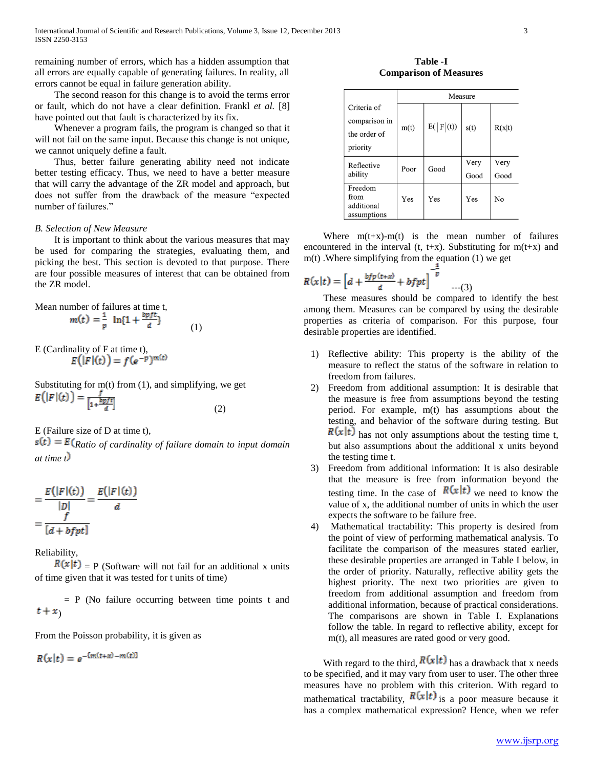remaining number of errors, which has a hidden assumption that all errors are equally capable of generating failures. In reality, all errors cannot be equal in failure generation ability.

The second reason for this change is to avoid the terms error or fault, which do not have a clear definition. Frankl *et al.* [8] have pointed out that fault is characterized by its fix.

Whenever a program fails, the program is changed so that it will not fail on the same input. Because this change is not unique, we cannot uniquely define a fault.

Thus, better failure generating ability need not indicate better testing efficacy. Thus, we need to have a better measure that will carry the advantage of the ZR model and approach, but does not suffer from the drawback of the measure "expected number of failures."

*B. Selection of New Measure*

It is important to think about the various measures that may be used for comparing the strategies, evaluating them, and picking the best. This section is devoted to that purpose. There are four possible measures of interest that can be obtained from the ZR model.

Mean number of failures at time t,

$$m(t) = \frac{1}{p}\ \ln\{1 + \frac{bpft}{d}\} \qquad (1)$$

E (Cardinality of F at time t),

$$E(|F|(t)) = f(e^{-p})^{m(t)}$$

Substituting for m(t) from (1), and simplifying, we get

$$E(|F|(t)) = \frac{f}{\left[1+\frac{bpft}{d}\right]} \qquad (2)$$

E (Failure size of D at time t),

$s(t) = E($*Ratio of cardinality of failure domain to input domain at time t*$)$

$$= \frac{E(|F|(t))}{|D|} = \frac{E(|F|(t))}{d}$$

$$= \frac{f}{[d + bfpt]}$$

Reliability,

$R(x|t)$ = P (Software will not fail for an additional x units of time given that it was tested for t units of time)

= P (No failure occurring between time points t and $t + x$)

From the Poisson probability, it is given as

$$R(x|t) = e^{-[m(t+x) - m(t)]}$$

Where m(t+x)-m(t) is the mean number of failures encountered in the interval (t, t+x). Substituting for m(t+x) and m(t) .Where simplifying from the equation (1) we get

$$R(x|t) = \left[d + \frac{bfp(t+x)}{d} + bfpt\right]^{-\frac{1}{p}} \qquad \text{---(3)}$$

These measures should be compared to identify the best among them. Measures can be compared by using the desirable properties as criteria of comparison. For this purpose, four desirable properties are identified.

1) Reflective ability: This property is the ability of the measure to reflect the status of the software in relation to freedom from failures.
2) Freedom from additional assumption: It is desirable that the measure is free from assumptions beyond the testing period. For example, m(t) has assumptions about the testing, and behavior of the software during testing. But $R(x|t)$ has not only assumptions about the testing time t, but also assumptions about the additional x units beyond the testing time t.
3) Freedom from additional information: It is also desirable that the measure is free from information beyond the testing time. In the case of $R(x|t)$ we need to know the value of x, the additional number of units in which the user expects the software to be failure free.
4) Mathematical tractability: This property is desired from the point of view of performing mathematical analysis. To facilitate the comparison of the measures stated earlier, these desirable properties are arranged in Table I below, in the order of priority. Naturally, reflective ability gets the highest priority. The next two priorities are given to freedom from additional assumption and freedom from additional information, because of practical considerations. The comparisons are shown in Table I. Explanations follow the table. In regard to reflective ability, except for m(t), all measures are rated good or very good.

**Table -I**
**Comparison of Measures**

| Criteria of comparison in the order of priority | Measure | | | |
|---|---|---|---|---|
| | m(t) | E(\|F\|(t)) | s(t) | R(x\|t) |
| Reflective ability | Poor | Good | Very Good | Very Good |
| Freedom from additional assumptions | Yes | Yes | Yes | No |

With regard to the third, $R(x|t)$ has a drawback that x needs to be specified, and it may vary from user to user. The other three measures have no problem with this criterion. With regard to mathematical tractability, $R(x|t)$ is a poor measure because it has a complex mathematical expression? Hence, when we refer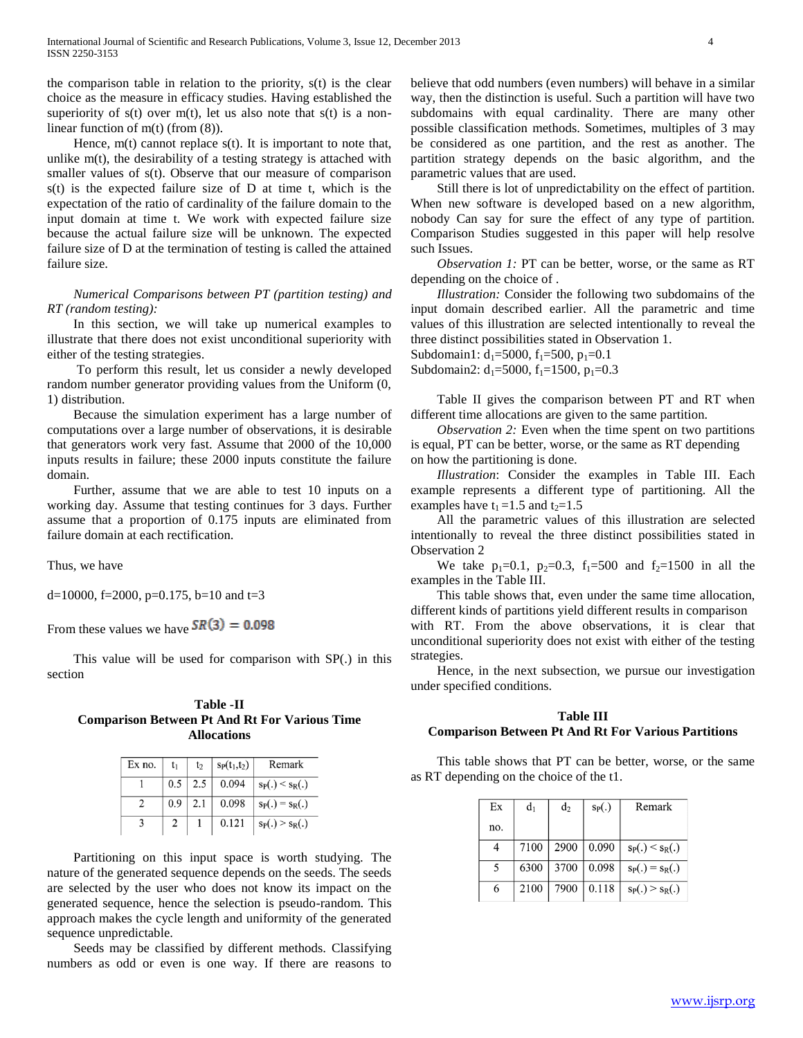the comparison table in relation to the priority, s(t) is the clear choice as the measure in efficacy studies. Having established the superiority of s(t) over m(t), let us also note that s(t) is a non-linear function of m(t) (from (8)).

Hence, m(t) cannot replace s(t). It is important to note that, unlike m(t), the desirability of a testing strategy is attached with smaller values of s(t). Observe that our measure of comparison s(t) is the expected failure size of D at time t, which is the expectation of the ratio of cardinality of the failure domain to the input domain at time t. We work with expected failure size because the actual failure size will be unknown. The expected failure size of D at the termination of testing is called the attained failure size.

*Numerical Comparisons between PT (partition testing) and RT (random testing):*

In this section, we will take up numerical examples to illustrate that there does not exist unconditional superiority with either of the testing strategies.

To perform this result, let us consider a newly developed random number generator providing values from the Uniform (0, 1) distribution.

Because the simulation experiment has a large number of computations over a large number of observations, it is desirable that generators work very fast. Assume that 2000 of the 10,000 inputs results in failure; these 2000 inputs constitute the failure domain.

Further, assume that we are able to test 10 inputs on a working day. Assume that testing continues for 3 days. Further assume that a proportion of 0.175 inputs are eliminated from failure domain at each rectification.

Thus, we have

d=10000, f=2000, p=0.175, b=10 and t=3

From these values we have $SR(3) = 0.098$

This value will be used for comparison with SP(.) in this section

**Table -II**
**Comparison Between Pt And Rt For Various Time Allocations**

| Ex no. | $t_1$ | $t_2$ | $s_P(t_1,t_2)$ | Remark |
|---|---|---|---|---|
| 1 | 0.5 | 2.5 | 0.094 | $s_P(.) < s_R(.)$ |
| 2 | 0.9 | 2.1 | 0.098 | $s_P(.) = s_R(.)$ |
| 3 | 2 | 1 | 0.121 | $s_P(.) > s_R(.)$ |

Partitioning on this input space is worth studying. The nature of the generated sequence depends on the seeds. The seeds are selected by the user who does not know its impact on the generated sequence, hence the selection is pseudo-random. This approach makes the cycle length and uniformity of the generated sequence unpredictable.

Seeds may be classified by different methods. Classifying numbers as odd or even is one way. If there are reasons to believe that odd numbers (even numbers) will behave in a similar way, then the distinction is useful. Such a partition will have two subdomains with equal cardinality. There are many other possible classification methods. Sometimes, multiples of 3 may be considered as one partition, and the rest as another. The partition strategy depends on the basic algorithm, and the parametric values that are used.

Still there is lot of unpredictability on the effect of partition. When new software is developed based on a new algorithm, nobody Can say for sure the effect of any type of partition. Comparison Studies suggested in this paper will help resolve such Issues.

*Observation 1:* PT can be better, worse, or the same as RT depending on the choice of .

*Illustration:* Consider the following two subdomains of the input domain described earlier. All the parametric and time values of this illustration are selected intentionally to reveal the three distinct possibilities stated in Observation 1.

Subdomain1: $d_1$=5000, $f_1$=500, $p_1$=0.1
Subdomain2: $d_1$=5000, $f_1$=1500, $p_1$=0.3

Table II gives the comparison between PT and RT when different time allocations are given to the same partition.

*Observation 2:* Even when the time spent on two partitions is equal, PT can be better, worse, or the same as RT depending on how the partitioning is done.

*Illustration*: Consider the examples in Table III. Each example represents a different type of partitioning. All the examples have $t_1$ =1.5 and $t_2$=1.5

All the parametric values of this illustration are selected intentionally to reveal the three distinct possibilities stated in Observation 2

We take $p_1$=0.1, $p_2$=0.3, $f_1$=500 and $f_2$=1500 in all the examples in the Table III.

This table shows that, even under the same time allocation, different kinds of partitions yield different results in comparison with RT. From the above observations, it is clear that unconditional superiority does not exist with either of the testing strategies.

Hence, in the next subsection, we pursue our investigation under specified conditions.

**Table III**
**Comparison Between Pt And Rt For Various Partitions**

This table shows that PT can be better, worse, or the same as RT depending on the choice of the t1.

| Ex no. | $d_1$ | $d_2$ | $s_P(.)$ | Remark |
|---|---|---|---|---|
| 4 | 7100 | 2900 | 0.090 | $s_P(.) < s_R(.)$ |
| 5 | 6300 | 3700 | 0.098 | $s_P(.) = s_R(.)$ |
| 6 | 2100 | 7900 | 0.118 | $s_P(.) > s_R(.)$ |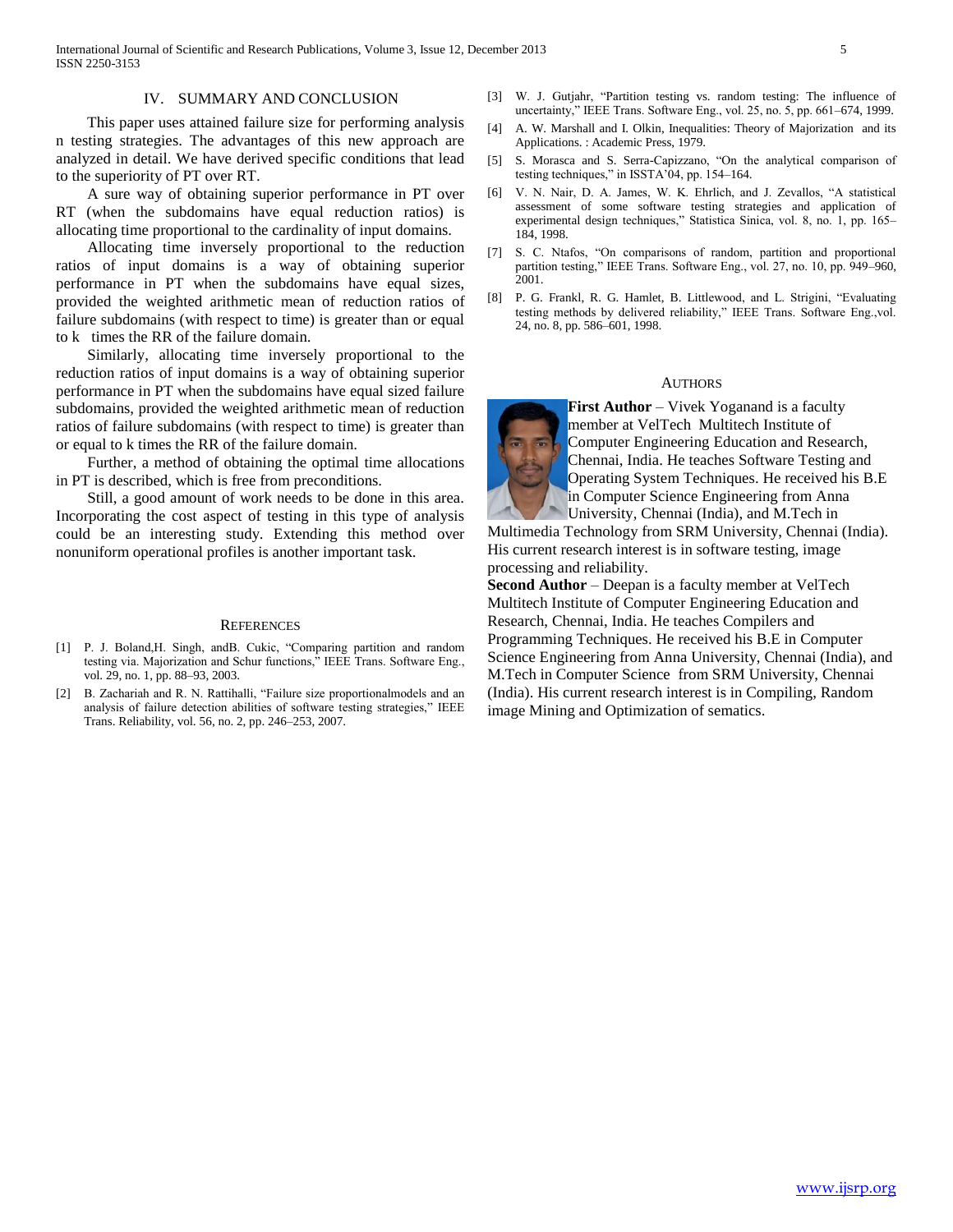## IV. SUMMARY AND CONCLUSION

This paper uses attained failure size for performing analysis n testing strategies. The advantages of this new approach are analyzed in detail. We have derived specific conditions that lead to the superiority of PT over RT.

A sure way of obtaining superior performance in PT over RT (when the subdomains have equal reduction ratios) is allocating time proportional to the cardinality of input domains.

Allocating time inversely proportional to the reduction ratios of input domains is a way of obtaining superior performance in PT when the subdomains have equal sizes, provided the weighted arithmetic mean of reduction ratios of failure subdomains (with respect to time) is greater than or equal to k times the RR of the failure domain.

Similarly, allocating time inversely proportional to the reduction ratios of input domains is a way of obtaining superior performance in PT when the subdomains have equal sized failure subdomains, provided the weighted arithmetic mean of reduction ratios of failure subdomains (with respect to time) is greater than or equal to k times the RR of the failure domain.

Further, a method of obtaining the optimal time allocations in PT is described, which is free from preconditions.

Still, a good amount of work needs to be done in this area. Incorporating the cost aspect of testing in this type of analysis could be an interesting study. Extending this method over nonuniform operational profiles is another important task.

## REFERENCES

[1] P. J. Boland,H. Singh, andB. Cukic, "Comparing partition and random testing via. Majorization and Schur functions," IEEE Trans. Software Eng., vol. 29, no. 1, pp. 88–93, 2003.

[2] B. Zachariah and R. N. Rattihalli, "Failure size proportionalmodels and an analysis of failure detection abilities of software testing strategies," IEEE Trans. Reliability, vol. 56, no. 2, pp. 246–253, 2007.

[3] W. J. Gutjahr, "Partition testing vs. random testing: The influence of uncertainty," IEEE Trans. Software Eng., vol. 25, no. 5, pp. 661–674, 1999.

[4] A. W. Marshall and I. Olkin, Inequalities: Theory of Majorization and its Applications. : Academic Press, 1979.

[5] S. Morasca and S. Serra-Capizzano, "On the analytical comparison of testing techniques," in ISSTA'04, pp. 154–164.

[6] V. N. Nair, D. A. James, W. K. Ehrlich, and J. Zevallos, "A statistical assessment of some software testing strategies and application of experimental design techniques," Statistica Sinica, vol. 8, no. 1, pp. 165–184, 1998.

[7] S. C. Ntafos, "On comparisons of random, partition and proportional partition testing," IEEE Trans. Software Eng., vol. 27, no. 10, pp. 949–960, 2001.

[8] P. G. Frankl, R. G. Hamlet, B. Littlewood, and L. Strigini, "Evaluating testing methods by delivered reliability," IEEE Trans. Software Eng.,vol. 24, no. 8, pp. 586–601, 1998.

## AUTHORS

**First Author** – Vivek Yoganand is a faculty member at VelTech Multitech Institute of Computer Engineering Education and Research, Chennai, India. He teaches Software Testing and Operating System Techniques. He received his B.E in Computer Science Engineering from Anna University, Chennai (India), and M.Tech in Multimedia Technology from SRM University, Chennai (India). His current research interest is in software testing, image processing and reliability.

**Second Author** – Deepan is a faculty member at VelTech Multitech Institute of Computer Engineering Education and Research, Chennai, India. He teaches Compilers and Programming Techniques. He received his B.E in Computer Science Engineering from Anna University, Chennai (India), and M.Tech in Computer Science from SRM University, Chennai (India). His current research interest is in Compiling, Random image Mining and Optimization of sematics.